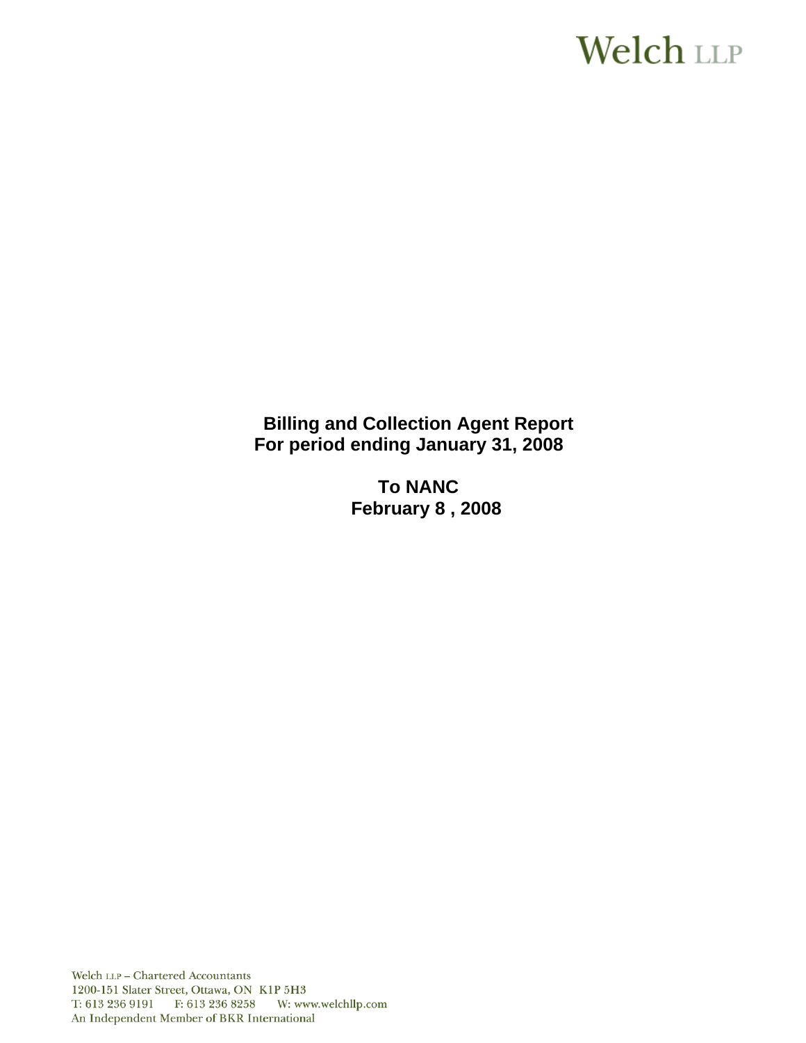Welch LLP

**Billing and Collection Agent Report**
**For period ending January 31, 2008**

**To NANC**
**February 8 , 2008**

Welch LLP – Chartered Accountants
1200-151 Slater Street, Ottawa, ON K1P 5H3
T: 613 236 9191 F: 613 236 8258 W: www.welchllp.com
An Independent Member of BKR International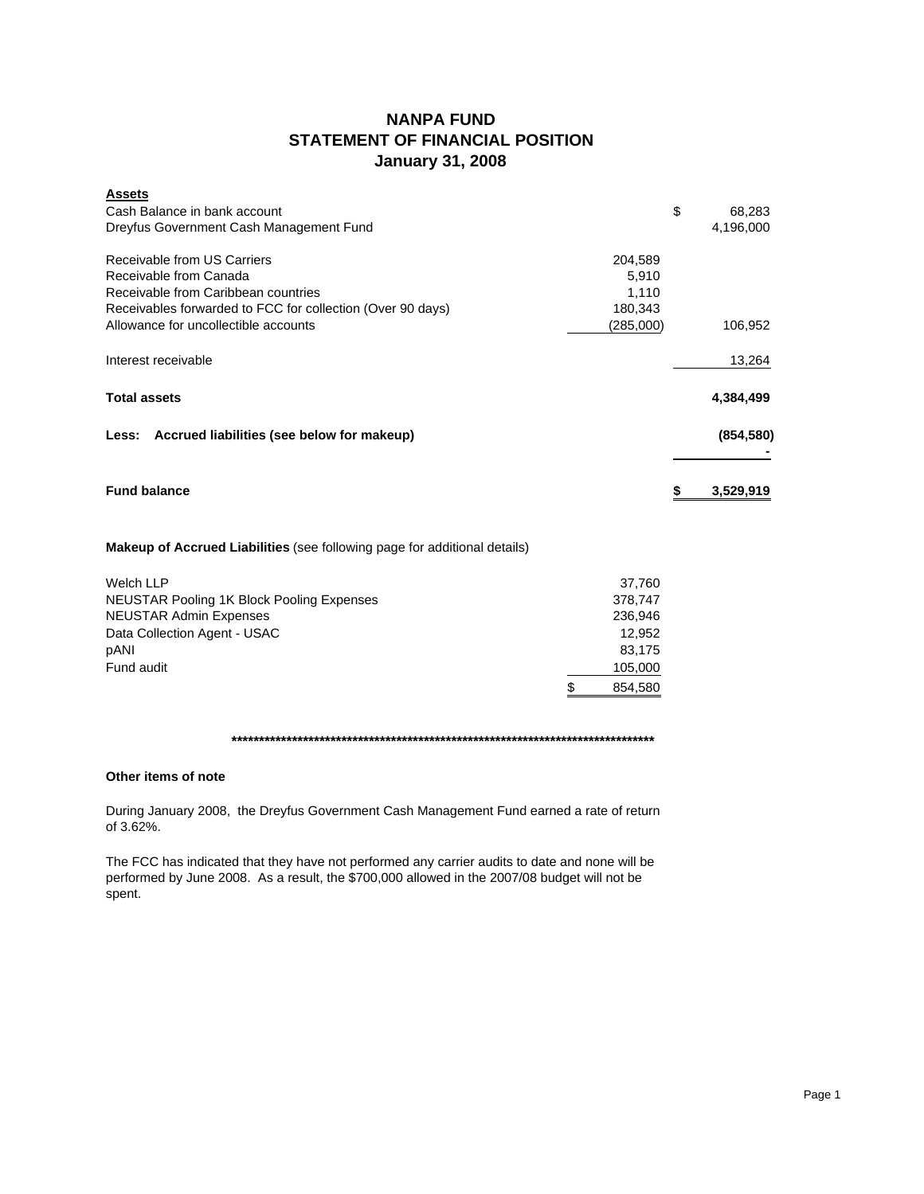# NANPA FUND
## STATEMENT OF FINANCIAL POSITION
### January 31, 2008

| **Assets** | | |
|---|---|---|
| Cash Balance in bank account | | $ 68,283 |
| Dreyfus Government Cash Management Fund | | 4,196,000 |
| | | |
| Receivable from US Carriers | 204,589 | |
| Receivable from Canada | 5,910 | |
| Receivable from Caribbean countries | 1,110 | |
| Receivables forwarded to FCC for collection (Over 90 days) | 180,343 | |
| Allowance for uncollectible accounts | (285,000) | 106,952 |
| | | |
| Interest receivable | | 13,264 |
| | | |
| **Total assets** | | **4,384,499** |
| | | |
| **Less: Accrued liabilities (see below for makeup)** | | **(854,580)** |
| | | **-** |
| | | |
| **Fund balance** | | **$ 3,529,919** |

**Makeup of Accrued Liabilities** (see following page for additional details)

| | |
|---|---|
| Welch LLP | 37,760 |
| NEUSTAR Pooling 1K Block Pooling Expenses | 378,747 |
| NEUSTAR Admin Expenses | 236,946 |
| Data Collection Agent - USAC | 12,952 |
| pANI | 83,175 |
| Fund audit | 105,000 |
| | $ 854,580 |

********************************************************************************

**Other items of note**

During January 2008, the Dreyfus Government Cash Management Fund earned a rate of return of 3.62%.

The FCC has indicated that they have not performed any carrier audits to date and none will be performed by June 2008. As a result, the $700,000 allowed in the 2007/08 budget will not be spent.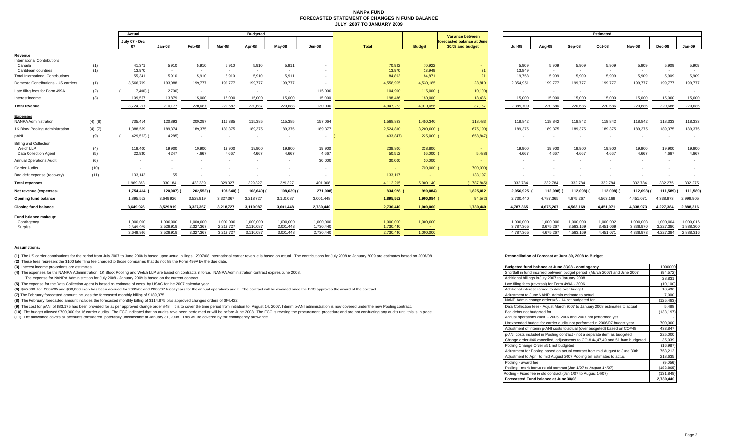# NANPA FUND
## FORECASTED STATEMENT OF CHANGES IN FUND BALANCE
### JULY 2007 TO JANUARY 2009

| | | Actual | | Budgeted | | | | | | | Variance between | Estimated | | | | | | |
|---|---|---|---|---|---|---|---|---|---|---|---|---|---|---|---|---|---|---|
| | | July 07 - Dec 07 | Jan-08 | Feb-08 | Mar-08 | Apr-08 | May-08 | Jun-08 | Total | Budget | forecasted balance at June 30/08 and budget | Jul-08 | Aug-08 | Sep-08 | Oct-08 | Nov-08 | Dec-08 | Jan-09 |
| **Revenue** | | | | | | | | | | | | | | | | | | |
| International Contributions | | | | | | | | | | | | | | | | | | |
| Canada | (1) | 41,371 | 5,910 | 5,910 | 5,910 | 5,910 | 5,911 | - | 70,922 | 70,922 | - | 5,909 | 5,909 | 5,909 | 5,909 | 5,909 | 5,909 | 5,909 |
| Caribbean countries | (1) | 13,970 | - | - | - | - | - | - | 13,970 | 13,949 | 21 | 13,849 | - | - | - | - | - | - |
| Total International Contributions | | 55,341 | 5,910 | 5,910 | 5,910 | 5,910 | 5,911 | - | 84,892 | 84,871 | 21 | 19,758 | 5,909 | 5,909 | 5,909 | 5,909 | 5,909 | 5,909 |
| Domestic Contributions - US carriers | (1) | 3,566,799 | 193,088 | 199,777 | 199,777 | 199,777 | 199,777 | - | 4,558,995 | 4,530,185 | 28,810 | 2,354,951 | 199,777 | 199,777 | 199,777 | 199,777 | 199,777 | 199,777 |
| Late filing fees for Form 499A | (2) | (7,400) | (2,700) | - | - | - | - | 115,000 | 104,900 | 115,000 | (10,100) | - | - | - | - | - | - | - |
| Interest income | (3) | 109,557 | 13,879 | 15,000 | 15,000 | 15,000 | 15,000 | 15,000 | 198,436 | 180,000 | 18,436 | 15,000 | 15,000 | 15,000 | 15,000 | 15,000 | 15,000 | 15,000 |
| **Total revenue** | | 3,724,297 | 210,177 | 220,687 | 220,687 | 220,687 | 220,688 | 130,000 | 4,947,223 | 4,910,056 | 37,167 | 2,389,709 | 220,686 | 220,686 | 220,686 | 220,686 | 220,686 | 220,686 |
| **Expenses** | | | | | | | | | | | | | | | | | | |
| NANPA Administration | (4), (8) | 735,414 | 120,893 | 209,297 | 115,385 | 115,385 | 115,385 | 157,064 | 1,568,823 | 1,450,340 | 118,483 | 118,842 | 118,842 | 118,842 | 118,842 | 118,842 | 118,333 | 118,333 |
| 1K Block Pooling Administration | (4), (7) | 1,388,559 | 189,374 | 189,375 | 189,375 | 189,375 | 189,375 | 189,377 | 2,524,810 | 3,200,000 | (675,190) | 189,375 | 189,375 | 189,375 | 189,375 | 189,375 | 189,375 | 189,375 |
| pANI | (9) | (429,562) | (4,285) | - | - | - | - | - | (433,847) | 225,000 | (658,847) | - | - | - | - | - | - | - |
| Billing and Collection | | | | | | | | | | | | | | | | | | |
| Welch LLP | (4) | 119,400 | 19,900 | 19,900 | 19,900 | 19,900 | 19,900 | 19,900 | 238,800 | 238,800 | - | 19,900 | 19,900 | 19,900 | 19,900 | 19,900 | 19,900 | 19,900 |
| Data Collection Agent | (5) | 22,930 | 4,247 | 4,667 | 4,667 | 4,667 | 4,667 | 4,667 | 50,512 | 56,000 | (5,488) | 4,667 | 4,667 | 4,667 | 4,667 | 4,667 | 4,667 | 4,667 |
| Annual Operations Audit | (6) | - | - | - | - | - | - | 30,000 | 30,000 | 30,000 | - | - | - | - | - | - | - | - |
| Carrier Audits | (10) | - | - | - | - | - | - | - | - | 700,000 | (700,000) | - | - | - | - | - | - | - |
| Bad debt expense (recovery) | (11) | 133,142 | 55 | - | - | - | - | - | 133,197 | - | 133,197 | - | - | - | - | - | - | - |
| **Total expenses** | | 1,969,883 | 330,184 | 423,239 | 329,327 | 329,327 | 329,327 | 401,008 | 4,112,295 | 5,900,140 | (1,787,845) | 332,784 | 332,784 | 332,784 | 332,784 | 332,784 | 332,275 | 332,275 |
| **Net revenue (expenses)** | | 1,754,414 | (120,007) | (202,552) | (108,640) | (108,640) | (108,639) | (271,008) | 834,928 | (990,084) | 1,825,012 | 2,056,925 | (112,098) | (112,098) | (112,098) | (112,098) | (111,589) | (111,589) |
| **Opening fund balance** | | 1,895,512 | 3,649,926 | 3,529,919 | 3,327,367 | 3,218,727 | 3,110,087 | 3,001,448 | 1,895,512 | 1,990,084 | (94,572) | 2,730,440 | 4,787,365 | 4,675,267 | 4,563,169 | 4,451,071 | 4,338,973 | 2,999,905 |
| **Closing fund balance** | | 3,649,926 | 3,529,919 | 3,327,367 | 3,218,727 | 3,110,087 | 3,001,448 | 2,730,440 | 2,730,440 | 1,000,000 | 1,730,440 | 4,787,365 | 4,675,267 | 4,563,169 | 4,451,071 | 4,338,973 | 4,227,384 | 2,888,316 |
| **Fund balance makeup:** | | | | | | | | | | | | | | | | | | |
| Contingency | | 1,000,000 | 1,000,000 | 1,000,000 | 1,000,000 | 1,000,000 | 1,000,000 | 1,000,000 | 1,000,000 | 1,000,000 | | 1,000,000 | 1,000,000 | 1,000,000 | 1,000,002 | 1,000,003 | 1,000,004 | 1,000,016 |
| Surplus | | 2,649,926 | 2,529,919 | 2,327,367 | 2,218,727 | 2,110,087 | 2,001,448 | 1,730,440 | 1,730,440 | - | | 3,787,365 | 3,675,267 | 3,563,169 | 3,451,069 | 3,338,970 | 3,227,380 | 1,888,300 |
| | | 3,649,926 | 3,529,919 | 3,327,367 | 3,218,727 | 3,110,087 | 3,001,448 | 2,730,440 | 2,730,440 | 1,000,000 | | 4,787,365 | 4,675,267 | 4,563,169 | 4,451,071 | 4,338,973 | 4,227,384 | 2,888,316 |

**Assumptions:**

**(1)** The US carrier contributions for the period from July 2007 to June 2008 is based upon actual billings. 2007/08 International carrier revenue is based on actual. The contributions for July 2008 to January 2009 are estimates based on 2007/08.

**(2)** These fees represent the $100 late filing fee charged to those companies that do not file the Form 499A by the due date.

**(3)** Interest income projections are estimates

**(4)** The expenses for the NANPA Administration, 1K Block Pooling and Welch LLP are based on contracts in force. NANPA Administration contract expires June 2008.

The expense for NANPA Administration for July 2008 - January 2009 is based on the current contract.

**(5)** The expense for the Data Collection Agent is based on estimate of costs by USAC for the 2007 calendar year.

**(6)** $45,000 for 2004/05 and $30,000 each has been accrued for 2005/06 and 2006/07 fiscal years for the annual operations audit. The contract will be awarded once the FCC approves the award of the contract.

**(7)** The February forecasted amount includes the forecasted monthly billing of $189,375.

**(8)** The February forecasted amount includes the forecasted monthly billing of $114,875 plus approved changes orders of $94,422

**(9)** The cost for pANI of $83,175 has been provided for as per approved change order #48. It is to cover the time period from initiation to August 14, 2007. Interim p-ANI administration is now covered under the new Pooling contract.

**(10)** The budget allowed $700,000 for 16 carrier audits. The FCC indicated that no audits have been performed or will be before June 2008. The FCC is revising the procurement procedure and are not conducting any audits until this is in place.

**(11)** The allowance covers all accounts considered potentially uncollectible at January 31, 2008. This will be covered by the contingency allowance.

**Reconciliation of Forecast at June 30, 2008 to Budget**

| Item | Amount |
|---|---|
| Budgeted fund balance at June 30/08 - contingency | 1000000 |
| Shortfall in fund incurred between budget period (March 2007) and June 2007 | (94,572) |
| Additional billings in July 2007 to January 2008 | 28,831 |
| Late filing fees (reversal) for Form 499A - 2006 | (10,100) |
| Additional interest earned to date over budget | 18,436 |
| Adjustment to June NANP Admin estimate to actual | 7,000 |
| NANP Admin change orders#6 - 14 not budgeted for | (125,483) |
| Data Collection fees - Adjust March 2007 to January 2008 estimates to actual | 5,488 |
| Bad debts not budgeted for | (133,197) |
| Annual operations audit - 2005, 2006 and 2007 not performed yet | - |
| Unexpended budget for carrier audits not performed in 2006/07 budget year | 700,000 |
| Adjustment of interim p-ANI costs to actual (over budgeted) based on CO#48 | 433,847 |
| p-ANI costs included in Pooling contract - not a separate item as budgeted | 225,000 |
| Change order #46 cancelled, adjustments to CO # 44,47,49 and 51 from budgeted | 35,039 |
| Pooling Change Order #51 not budgeted | (16,987) |
| Adjustment for Pooling based on actual contract from mid August to June 30th | 763,212 |
| Adjustment to April to mid August 2007 Pooling bill estimates to actual | 218,635 |
| Pooling - award fee | (9,056) |
| Pooling - merit bonus re old contract (Jan 1/07 to August 14/07) | (183,805) |
| Pooling - Fixed fee re old contract (Jan 1/07 to August 14/07) | (131,848) |
| **Forecasted Fund balance at June 30/08** | **2,730,440** |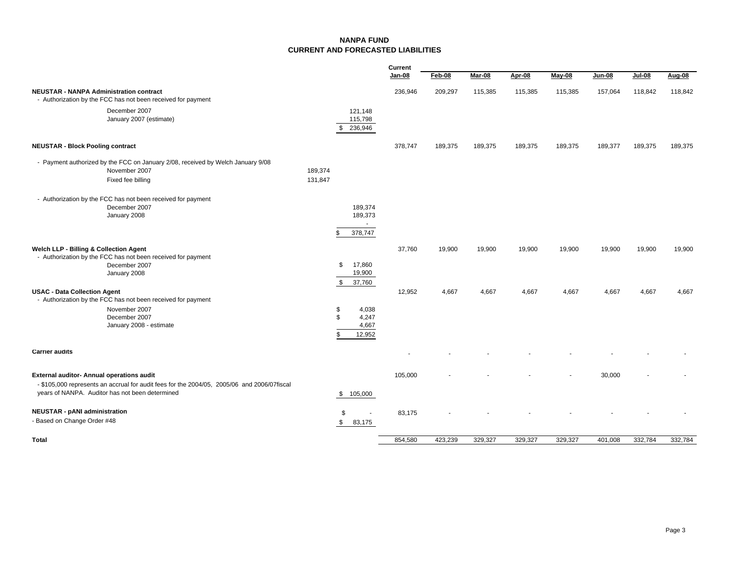# NANPA FUND
## CURRENT AND FORECASTED LIABILITIES

| | | | Current Jan-08 | Feb-08 | Mar-08 | Apr-08 | May-08 | Jun-08 | Jul-08 | Aug-08 |
|---|---|---|---|---|---|---|---|---|---|---|
| **NEUSTAR - NANPA Administration contract** | | | 236,946 | 209,297 | 115,385 | 115,385 | 115,385 | 157,064 | 118,842 | 118,842 |
| - Authorization by the FCC has not been received for payment | | | | | | | | | | |
| December 2007 | | 121,148 | | | | | | | | |
| January 2007 (estimate) | | 115,798 | | | | | | | | |
| | | $ 236,946 | | | | | | | | |
| **NEUSTAR - Block Pooling contract** | | | 378,747 | 189,375 | 189,375 | 189,375 | 189,375 | 189,377 | 189,375 | 189,375 |
| - Payment authorized by the FCC on January 2/08, received by Welch January 9/08 | | | | | | | | | | |
| November 2007 | 189,374 | | | | | | | | | |
| Fixed fee billing | 131,847 | | | | | | | | | |
| - Authorization by the FCC has not been received for payment | | | | | | | | | | |
| December 2007 | | 189,374 | | | | | | | | |
| January 2008 | | 189,373 | | | | | | | | |
| | | - | | | | | | | | |
| | | $ 378,747 | | | | | | | | |
| **Welch LLP - Billing & Collection Agent** | | | 37,760 | 19,900 | 19,900 | 19,900 | 19,900 | 19,900 | 19,900 | 19,900 |
| - Authorization by the FCC has not been received for payment | | | | | | | | | | |
| December 2007 | | $ 17,860 | | | | | | | | |
| January 2008 | | 19,900 | | | | | | | | |
| | | $ 37,760 | | | | | | | | |
| **USAC - Data Collection Agent** | | | 12,952 | 4,667 | 4,667 | 4,667 | 4,667 | 4,667 | 4,667 | 4,667 |
| - Authorization by the FCC has not been received for payment | | | | | | | | | | |
| November 2007 | | $ 4,038 | | | | | | | | |
| December 2007 | | $ 4,247 | | | | | | | | |
| January 2008 - estimate | | 4,667 | | | | | | | | |
| | | $ 12,952 | | | | | | | | |
| **Carrier audits** | | | - | - | - | - | - | - | - | - |
| **External auditor- Annual operations audit** | | | 105,000 | - | - | - | - | 30,000 | - | - |
| - $105,000 represents an accrual for audit fees for the 2004/05, 2005/06 and 2006/07fiscal years of NANPA. Auditor has not been determined | | $ 105,000 | | | | | | | | |
| **NEUSTAR - pANI administration** | | $ - | 83,175 | - | - | - | - | - | - | - |
| - Based on Change Order #48 | | $ 83,175 | | | | | | | | |
| **Total** | | | 854,580 | 423,239 | 329,327 | 329,327 | 329,327 | 401,008 | 332,784 | 332,784 |